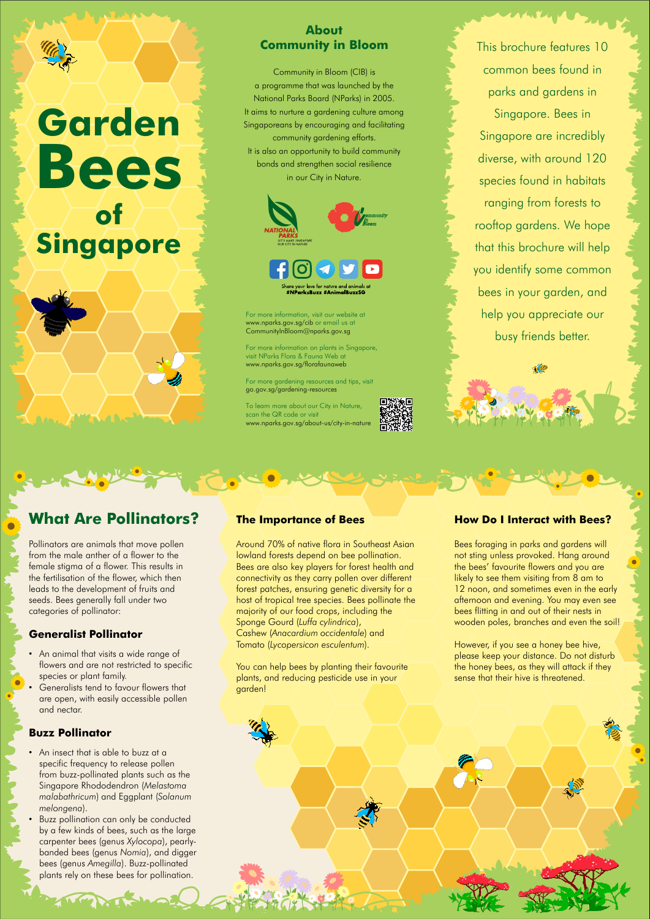# Garden Bees of Singapore

## About Community in Bloom

Community in Bloom (CIB) is a programme that was launched by the National Parks Board (NParks) in 2005. It aims to nurture a gardening culture among Singaporeans by encouraging and facilitating community gardening efforts. It is also an opportunity to build community bonds and strengthen social resilience in our City in Nature.

Share your love for nature and animals at #NParksBuzz #AnimalBuzzSG

For more information, visit our website at www.nparks.gov.sg/cib or email us at CommunityInBloom@nparks.gov.sg

For more information on plants in Singapore, visit NParks Flora & Fauna Web at www.nparks.gov.sg/florafaunaweb

For more gardening resources and tips, visit go.gov.sg/gardening-resources

To learn more about our City in Nature, scan the QR code or visit www.nparks.gov.sg/about-us/city-in-nature

This brochure features 10 common bees found in parks and gardens in Singapore. Bees in Singapore are incredibly diverse, with around 120 species found in habitats ranging from forests to rooftop gardens. We hope that this brochure will help you identify some common bees in your garden, and help you appreciate our busy friends better.

## What Are Pollinators?

Pollinators are animals that move pollen from the male anther of a flower to the female stigma of a flower. This results in the fertilisation of the flower, which then leads to the development of fruits and seeds. Bees generally fall under two categories of pollinator:

### Generalist Pollinator

- An animal that visits a wide range of flowers and are not restricted to specific species or plant family.
- Generalists tend to favour flowers that are open, with easily accessible pollen and nectar.

### Buzz Pollinator

- An insect that is able to buzz at a specific frequency to release pollen from buzz-pollinated plants such as the Singapore Rhododendron (*Melastoma malabathricum*) and Eggplant (*Solanum melongena*).
- Buzz pollination can only be conducted by a few kinds of bees, such as the large carpenter bees (genus *Xylocopa*), pearly-banded bees (genus *Nomia*), and digger bees (genus *Amegilla*). Buzz-pollinated plants rely on these bees for pollination.

### The Importance of Bees

Around 70% of native flora in Southeast Asian lowland forests depend on bee pollination. Bees are also key players for forest health and connectivity as they carry pollen over different forest patches, ensuring genetic diversity for a host of tropical tree species. Bees pollinate the majority of our food crops, including the Sponge Gourd (*Luffa cylindrica*), Cashew (*Anacardium occidentale*) and Tomato (*Lycopersicon esculentum*).

You can help bees by planting their favourite plants, and reducing pesticide use in your garden!

### How Do I Interact with Bees?

Bees foraging in parks and gardens will not sting unless provoked. Hang around the bees' favourite flowers and you are likely to see them visiting from 8 am to 12 noon, and sometimes even in the early afternoon and evening. You may even see bees flitting in and out of their nests in wooden poles, branches and even the soil!

However, if you see a honey bee hive, please keep your distance. Do not disturb the honey bees, as they will attack if they sense that their hive is threatened.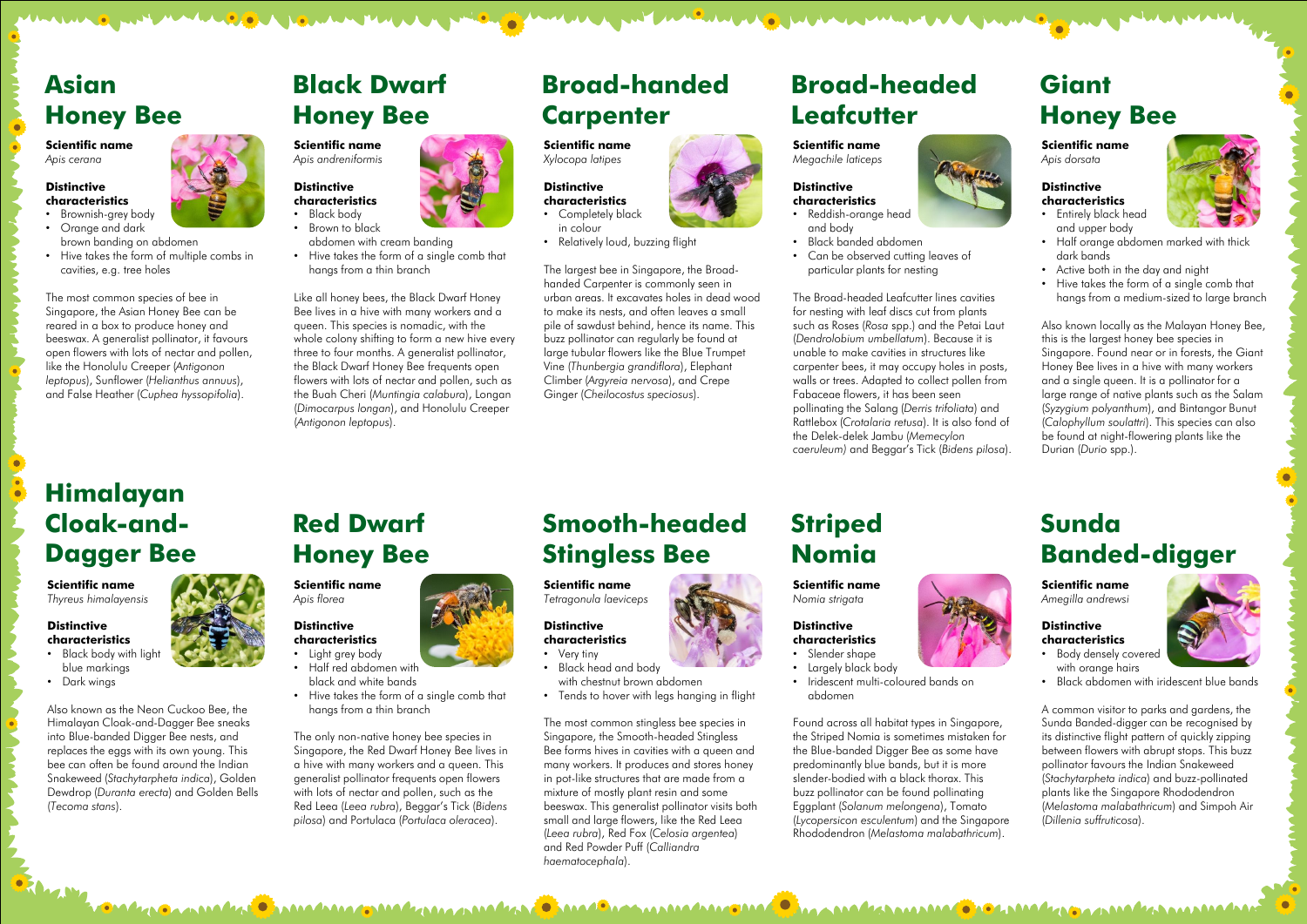# Asian Honey Bee

**Scientific name**
*Apis cerana*

**Distinctive characteristics**
- Brownish-grey body
- Orange and dark brown banding on abdomen
- Hive takes the form of multiple combs in cavities, e.g. tree holes

The most common species of bee in Singapore, the Asian Honey Bee can be reared in a box to produce honey and beeswax. A generalist pollinator, it favours open flowers with lots of nectar and pollen, like the Honolulu Creeper (*Antigonon leptopus*), Sunflower (*Helianthus annuus*), and False Heather (*Cuphea hyssopifolia*).

# Black Dwarf Honey Bee

**Scientific name**
*Apis andreniformis*

**Distinctive characteristics**
- Black body
- Brown to black abdomen with cream banding
- Hive takes the form of a single comb that hangs from a thin branch

Like all honey bees, the Black Dwarf Honey Bee lives in a hive with many workers and a queen. This species is nomadic, with the whole colony shifting to form a new hive every three to four months. A generalist pollinator, the Black Dwarf Honey Bee frequents open flowers with lots of nectar and pollen, such as the Buah Cheri (*Muntingia calabura*), Longan (*Dimocarpus longan*), and Honolulu Creeper (*Antigonon leptopus*).

# Broad-handed Carpenter

**Scientific name**
*Xylocopa latipes*

**Distinctive characteristics**
- Completely black in colour
- Relatively loud, buzzing flight

The largest bee in Singapore, the Broad-handed Carpenter is commonly seen in urban areas. It excavates holes in dead wood to make its nests, and often leaves a small pile of sawdust behind, hence its name. This buzz pollinator can regularly be found at large tubular flowers like the Blue Trumpet Vine (*Thunbergia grandiflora*), Elephant Climber (*Argyreia nervosa*), and Crepe Ginger (*Cheilocostus speciosus*).

# Broad-headed Leafcutter

**Scientific name**
*Megachile laticeps*

**Distinctive characteristics**
- Reddish-orange head and body
- Black banded abdomen
- Can be observed cutting leaves of particular plants for nesting

The Broad-headed Leafcutter lines cavities for nesting with leaf discs cut from plants such as Roses (*Rosa* spp.) and the Petai Laut (*Dendrolobium umbellatum*). Because it is unable to make cavities in structures like carpenter bees, it may occupy holes in posts, walls or trees. Adapted to collect pollen from Fabaceae flowers, it has been seen pollinating the Salang (*Derris trifoliata*) and Rattlebox (*Crotalaria retusa*). It is also fond of the Delek-delek Jambu (*Memecylon caeruleum*) and Beggar's Tick (*Bidens pilosa*).

# Giant Honey Bee

**Scientific name**
*Apis dorsata*

**Distinctive characteristics**
- Entirely black head and upper body
- Half orange abdomen marked with thick dark bands
- Active both in the day and night
- Hive takes the form of a single comb that hangs from a medium-sized to large branch

Also known locally as the Malayan Honey Bee, this is the largest honey bee species in Singapore. Found near or in forests, the Giant Honey Bee lives in a hive with many workers and a single queen. It is a pollinator for a large range of native plants such as the Salam (*Syzygium polyanthum*), and Bintangor Bunut (*Calophyllum soulattri*). This species can also be found at night-flowering plants like the Durian (*Durio* spp.).

# Himalayan Cloak-and-Dagger Bee

**Scientific name**
*Thyreus himalayensis*

**Distinctive characteristics**
- Black body with light blue markings
- Dark wings

Also known as the Neon Cuckoo Bee, the Himalayan Cloak-and-Dagger Bee sneaks into Blue-banded Digger Bee nests, and replaces the eggs with its own young. This bee can often be found around the Indian Snakeweed (*Stachytarpheta indica*), Golden Dewdrop (*Duranta erecta*) and Golden Bells (*Tecoma stans*).

# Red Dwarf Honey Bee

**Scientific name**
*Apis florea*

**Distinctive characteristics**
- Light grey body
- Half red abdomen with black and white bands
- Hive takes the form of a single comb that hangs from a thin branch

The only non-native honey bee species in Singapore, the Red Dwarf Honey Bee lives in a hive with many workers and a queen. This generalist pollinator frequents open flowers with lots of nectar and pollen, such as the Red Leea (*Leea rubra*), Beggar's Tick (*Bidens pilosa*) and Portulaca (*Portulaca oleracea*).

# Smooth-headed Stingless Bee

**Scientific name**
*Tetragonula laeviceps*

**Distinctive characteristics**
- Very tiny
- Black head and body with chestnut brown abdomen
- Tends to hover with legs hanging in flight

The most common stingless bee species in Singapore, the Smooth-headed Stingless Bee forms hives in cavities with a queen and many workers. It produces and stores honey in pot-like structures that are made from a mixture of mostly plant resin and some beeswax. This generalist pollinator visits both small and large flowers, like the Red Leea (*Leea rubra*), Red Fox (*Celosia argentea*) and Red Powder Puff (*Calliandra haematocephala*).

# Striped Nomia

**Scientific name**
*Nomia strigata*

**Distinctive characteristics**
- Slender shape
- Largely black body
- Iridescent multi-coloured bands on abdomen

Found across all habitat types in Singapore, the Striped Nomia is sometimes mistaken for the Blue-banded Digger Bee as some have predominantly blue bands, but it is more slender-bodied with a black thorax. This buzz pollinator can be found pollinating Eggplant (*Solanum melongena*), Tomato (*Lycopersicon esculentum*) and the Singapore Rhododendron (*Melastoma malabathricum*).

# Sunda Banded-digger

**Scientific name**
*Amegilla andrewsi*

**Distinctive characteristics**
- Body densely covered with orange hairs
- Black abdomen with iridescent blue bands

A common visitor to parks and gardens, the Sunda Banded-digger can be recognised by its distinctive flight pattern of quickly zipping between flowers with abrupt stops. This buzz pollinator favours the Indian Snakeweed (*Stachytarpheta indica*) and buzz-pollinated plants like the Singapore Rhododendron (*Melastoma malabathricum*) and Simpoh Air (*Dillenia suffruticosa*).